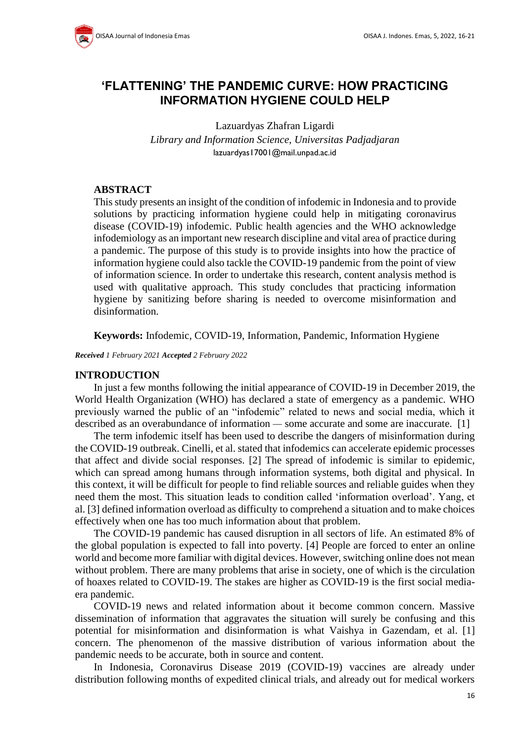# 'FLATTENING' THE PANDEMIC CURVE: HOW PRACTICING INFORMATION HYGIENE COULD HELP

Lazuardyas Zhafran Ligardi

*Library and Information Science, Universitas Padjadjaran*

lazuardyas17001@mail.unpad.ac.id

## ABSTRACT

This study presents an insight of the condition of infodemic in Indonesia and to provide solutions by practicing information hygiene could help in mitigating coronavirus disease (COVID-19) infodemic. Public health agencies and the WHO acknowledge infodemiology as an important new research discipline and vital area of practice during a pandemic. The purpose of this study is to provide insights into how the practice of information hygiene could also tackle the COVID-19 pandemic from the point of view of information science. In order to undertake this research, content analysis method is used with qualitative approach. This study concludes that practicing information hygiene by sanitizing before sharing is needed to overcome misinformation and disinformation.

**Keywords:** Infodemic, COVID-19, Information, Pandemic, Information Hygiene

***Received*** *1 February 2021* ***Accepted*** *2 February 2022*

## INTRODUCTION

In just a few months following the initial appearance of COVID-19 in December 2019, the World Health Organization (WHO) has declared a state of emergency as a pandemic. WHO previously warned the public of an "infodemic" related to news and social media, which it described as an overabundance of information — some accurate and some are inaccurate. [1]

The term infodemic itself has been used to describe the dangers of misinformation during the COVID-19 outbreak. Cinelli, et al. stated that infodemics can accelerate epidemic processes that affect and divide social responses. [2] The spread of infodemic is similar to epidemic, which can spread among humans through information systems, both digital and physical. In this context, it will be difficult for people to find reliable sources and reliable guides when they need them the most. This situation leads to condition called 'information overload'. Yang, et al. [3] defined information overload as difficulty to comprehend a situation and to make choices effectively when one has too much information about that problem.

The COVID-19 pandemic has caused disruption in all sectors of life. An estimated 8% of the global population is expected to fall into poverty. [4] People are forced to enter an online world and become more familiar with digital devices. However, switching online does not mean without problem. There are many problems that arise in society, one of which is the circulation of hoaxes related to COVID-19. The stakes are higher as COVID-19 is the first social media-era pandemic.

COVID-19 news and related information about it become common concern. Massive dissemination of information that aggravates the situation will surely be confusing and this potential for misinformation and disinformation is what Vaishya in Gazendam, et al. [1] concern. The phenomenon of the massive distribution of various information about the pandemic needs to be accurate, both in source and content.

In Indonesia, Coronavirus Disease 2019 (COVID-19) vaccines are already under distribution following months of expedited clinical trials, and already out for medical workers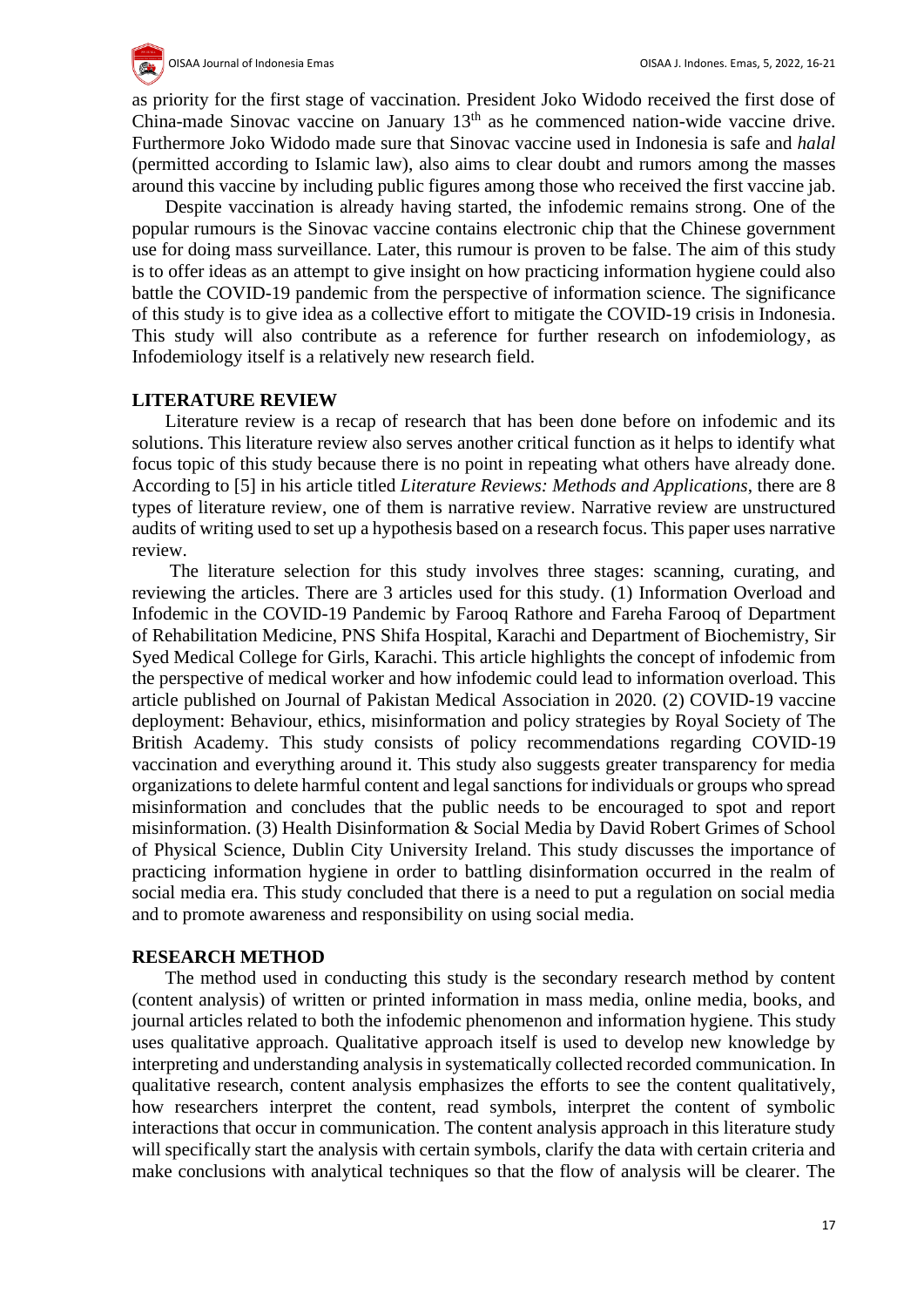as priority for the first stage of vaccination. President Joko Widodo received the first dose of China-made Sinovac vaccine on January 13th as he commenced nation-wide vaccine drive. Furthermore Joko Widodo made sure that Sinovac vaccine used in Indonesia is safe and *halal* (permitted according to Islamic law), also aims to clear doubt and rumors among the masses around this vaccine by including public figures among those who received the first vaccine jab.

Despite vaccination is already having started, the infodemic remains strong. One of the popular rumours is the Sinovac vaccine contains electronic chip that the Chinese government use for doing mass surveillance. Later, this rumour is proven to be false. The aim of this study is to offer ideas as an attempt to give insight on how practicing information hygiene could also battle the COVID-19 pandemic from the perspective of information science. The significance of this study is to give idea as a collective effort to mitigate the COVID-19 crisis in Indonesia. This study will also contribute as a reference for further research on infodemiology, as Infodemiology itself is a relatively new research field.

## LITERATURE REVIEW

Literature review is a recap of research that has been done before on infodemic and its solutions. This literature review also serves another critical function as it helps to identify what focus topic of this study because there is no point in repeating what others have already done. According to [5] in his article titled *Literature Reviews: Methods and Applications*, there are 8 types of literature review, one of them is narrative review. Narrative review are unstructured audits of writing used to set up a hypothesis based on a research focus. This paper uses narrative review.

The literature selection for this study involves three stages: scanning, curating, and reviewing the articles. There are 3 articles used for this study. (1) Information Overload and Infodemic in the COVID-19 Pandemic by Farooq Rathore and Fareha Farooq of Department of Rehabilitation Medicine, PNS Shifa Hospital, Karachi and Department of Biochemistry, Sir Syed Medical College for Girls, Karachi. This article highlights the concept of infodemic from the perspective of medical worker and how infodemic could lead to information overload. This article published on Journal of Pakistan Medical Association in 2020. (2) COVID-19 vaccine deployment: Behaviour, ethics, misinformation and policy strategies by Royal Society of The British Academy. This study consists of policy recommendations regarding COVID-19 vaccination and everything around it. This study also suggests greater transparency for media organizations to delete harmful content and legal sanctions for individuals or groups who spread misinformation and concludes that the public needs to be encouraged to spot and report misinformation. (3) Health Disinformation & Social Media by David Robert Grimes of School of Physical Science, Dublin City University Ireland. This study discusses the importance of practicing information hygiene in order to battling disinformation occurred in the realm of social media era. This study concluded that there is a need to put a regulation on social media and to promote awareness and responsibility on using social media.

## RESEARCH METHOD

The method used in conducting this study is the secondary research method by content (content analysis) of written or printed information in mass media, online media, books, and journal articles related to both the infodemic phenomenon and information hygiene. This study uses qualitative approach. Qualitative approach itself is used to develop new knowledge by interpreting and understanding analysis in systematically collected recorded communication. In qualitative research, content analysis emphasizes the efforts to see the content qualitatively, how researchers interpret the content, read symbols, interpret the content of symbolic interactions that occur in communication. The content analysis approach in this literature study will specifically start the analysis with certain symbols, clarify the data with certain criteria and make conclusions with analytical techniques so that the flow of analysis will be clearer. The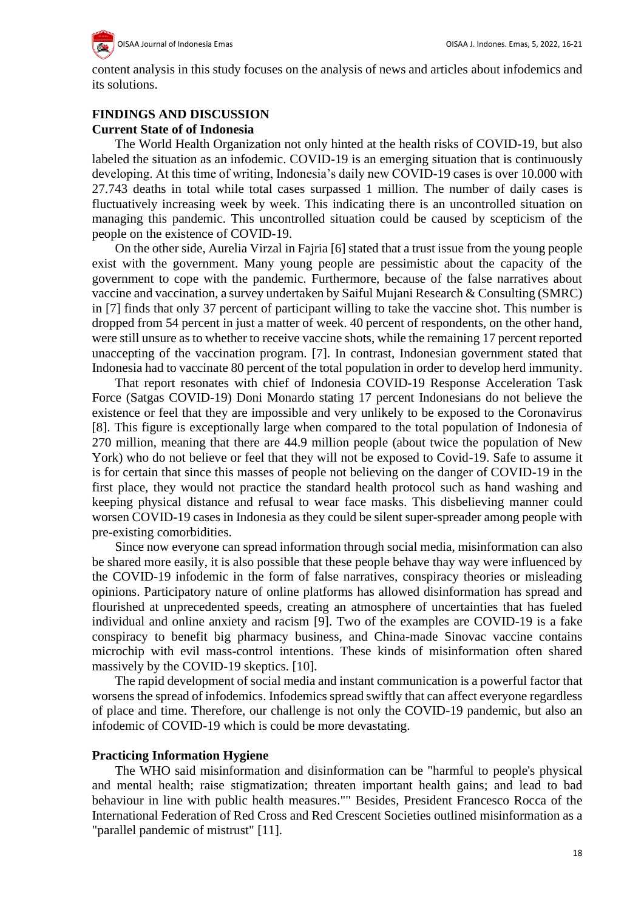content analysis in this study focuses on the analysis of news and articles about infodemics and its solutions.

## FINDINGS AND DISCUSSION

### Current State of of Indonesia

The World Health Organization not only hinted at the health risks of COVID-19, but also labeled the situation as an infodemic. COVID-19 is an emerging situation that is continuously developing. At this time of writing, Indonesia's daily new COVID-19 cases is over 10.000 with 27.743 deaths in total while total cases surpassed 1 million. The number of daily cases is fluctuatively increasing week by week. This indicating there is an uncontrolled situation on managing this pandemic. This uncontrolled situation could be caused by scepticism of the people on the existence of COVID-19.

On the other side, Aurelia Virzal in Fajria [6] stated that a trust issue from the young people exist with the government. Many young people are pessimistic about the capacity of the government to cope with the pandemic. Furthermore, because of the false narratives about vaccine and vaccination, a survey undertaken by Saiful Mujani Research & Consulting (SMRC) in [7] finds that only 37 percent of participant willing to take the vaccine shot. This number is dropped from 54 percent in just a matter of week. 40 percent of respondents, on the other hand, were still unsure as to whether to receive vaccine shots, while the remaining 17 percent reported unaccepting of the vaccination program. [7]. In contrast, Indonesian government stated that Indonesia had to vaccinate 80 percent of the total population in order to develop herd immunity.

That report resonates with chief of Indonesia COVID-19 Response Acceleration Task Force (Satgas COVID-19) Doni Monardo stating 17 percent Indonesians do not believe the existence or feel that they are impossible and very unlikely to be exposed to the Coronavirus [8]. This figure is exceptionally large when compared to the total population of Indonesia of 270 million, meaning that there are 44.9 million people (about twice the population of New York) who do not believe or feel that they will not be exposed to Covid-19. Safe to assume it is for certain that since this masses of people not believing on the danger of COVID-19 in the first place, they would not practice the standard health protocol such as hand washing and keeping physical distance and refusal to wear face masks. This disbelieving manner could worsen COVID-19 cases in Indonesia as they could be silent super-spreader among people with pre-existing comorbidities.

Since now everyone can spread information through social media, misinformation can also be shared more easily, it is also possible that these people behave thay way were influenced by the COVID-19 infodemic in the form of false narratives, conspiracy theories or misleading opinions. Participatory nature of online platforms has allowed disinformation has spread and flourished at unprecedented speeds, creating an atmosphere of uncertainties that has fueled individual and online anxiety and racism [9]. Two of the examples are COVID-19 is a fake conspiracy to benefit big pharmacy business, and China-made Sinovac vaccine contains microchip with evil mass-control intentions. These kinds of misinformation often shared massively by the COVID-19 skeptics. [10].

The rapid development of social media and instant communication is a powerful factor that worsens the spread of infodemics. Infodemics spread swiftly that can affect everyone regardless of place and time. Therefore, our challenge is not only the COVID-19 pandemic, but also an infodemic of COVID-19 which is could be more devastating.

### Practicing Information Hygiene

The WHO said misinformation and disinformation can be "harmful to people's physical and mental health; raise stigmatization; threaten important health gains; and lead to bad behaviour in line with public health measures."" Besides, President Francesco Rocca of the International Federation of Red Cross and Red Crescent Societies outlined misinformation as a "parallel pandemic of mistrust" [11].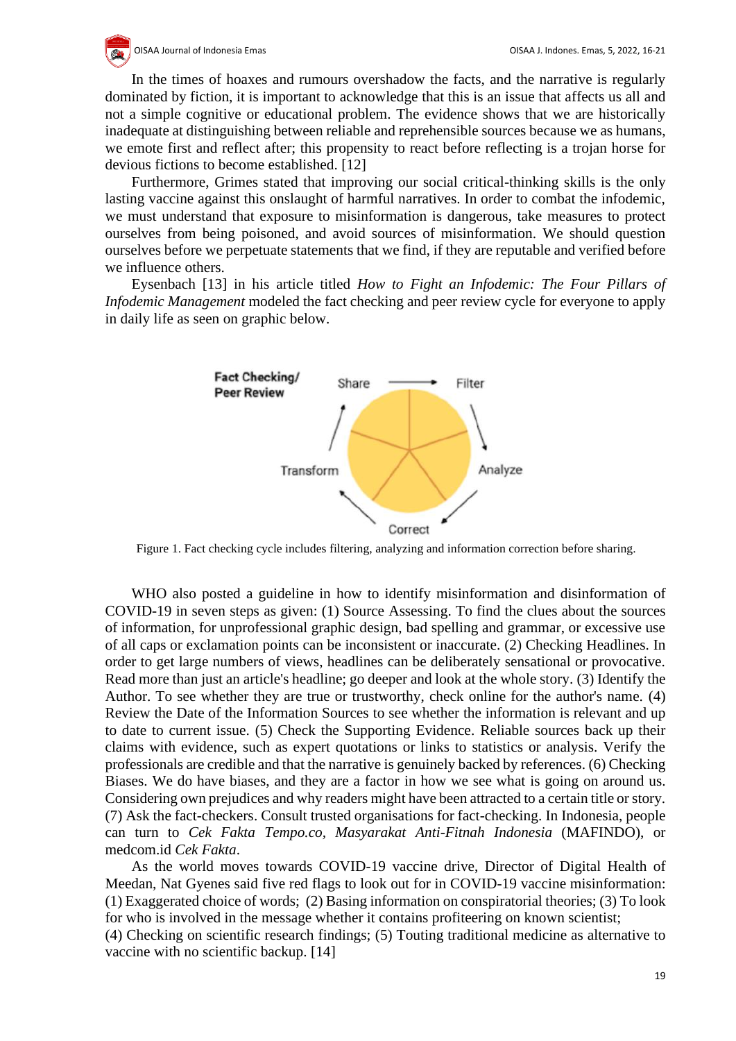In the times of hoaxes and rumours overshadow the facts, and the narrative is regularly dominated by fiction, it is important to acknowledge that this is an issue that affects us all and not a simple cognitive or educational problem. The evidence shows that we are historically inadequate at distinguishing between reliable and reprehensible sources because we as humans, we emote first and reflect after; this propensity to react before reflecting is a trojan horse for devious fictions to become established. [12]

Furthermore, Grimes stated that improving our social critical-thinking skills is the only lasting vaccine against this onslaught of harmful narratives. In order to combat the infodemic, we must understand that exposure to misinformation is dangerous, take measures to protect ourselves from being poisoned, and avoid sources of misinformation. We should question ourselves before we perpetuate statements that we find, if they are reputable and verified before we influence others.

Eysenbach [13] in his article titled *How to Fight an Infodemic: The Four Pillars of Infodemic Management* modeled the fact checking and peer review cycle for everyone to apply in daily life as seen on graphic below.

Fact Checking/ Peer Review

Share → Filter → Analyze → Correct → Transform → Share

Figure 1. Fact checking cycle includes filtering, analyzing and information correction before sharing.

WHO also posted a guideline in how to identify misinformation and disinformation of COVID-19 in seven steps as given: (1) Source Assessing. To find the clues about the sources of information, for unprofessional graphic design, bad spelling and grammar, or excessive use of all caps or exclamation points can be inconsistent or inaccurate. (2) Checking Headlines. In order to get large numbers of views, headlines can be deliberately sensational or provocative. Read more than just an article's headline; go deeper and look at the whole story. (3) Identify the Author. To see whether they are true or trustworthy, check online for the author's name. (4) Review the Date of the Information Sources to see whether the information is relevant and up to date to current issue. (5) Check the Supporting Evidence. Reliable sources back up their claims with evidence, such as expert quotations or links to statistics or analysis. Verify the professionals are credible and that the narrative is genuinely backed by references. (6) Checking Biases. We do have biases, and they are a factor in how we see what is going on around us. Considering own prejudices and why readers might have been attracted to a certain title or story. (7) Ask the fact-checkers. Consult trusted organisations for fact-checking. In Indonesia, people can turn to *Cek Fakta Tempo.co*, *Masyarakat Anti-Fitnah Indonesia* (MAFINDO), or medcom.id *Cek Fakta*.

As the world moves towards COVID-19 vaccine drive, Director of Digital Health of Meedan, Nat Gyenes said five red flags to look out for in COVID-19 vaccine misinformation: (1) Exaggerated choice of words; (2) Basing information on conspiratorial theories; (3) To look for who is involved in the message whether it contains profiteering on known scientist; (4) Checking on scientific research findings; (5) Touting traditional medicine as alternative to vaccine with no scientific backup. [14]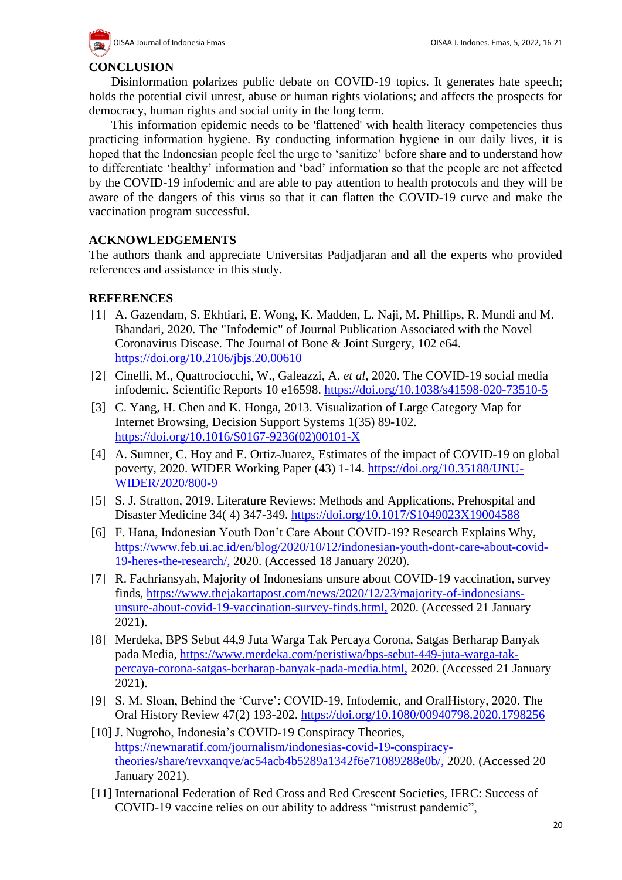## CONCLUSION

Disinformation polarizes public debate on COVID-19 topics. It generates hate speech; holds the potential civil unrest, abuse or human rights violations; and affects the prospects for democracy, human rights and social unity in the long term.

This information epidemic needs to be 'flattened' with health literacy competencies thus practicing information hygiene. By conducting information hygiene in our daily lives, it is hoped that the Indonesian people feel the urge to 'sanitize' before share and to understand how to differentiate 'healthy' information and 'bad' information so that the people are not affected by the COVID-19 infodemic and are able to pay attention to health protocols and they will be aware of the dangers of this virus so that it can flatten the COVID-19 curve and make the vaccination program successful.

## ACKNOWLEDGEMENTS

The authors thank and appreciate Universitas Padjadjaran and all the experts who provided references and assistance in this study.

## REFERENCES

[1] A. Gazendam, S. Ekhtiari, E. Wong, K. Madden, L. Naji, M. Phillips, R. Mundi and M. Bhandari, 2020. The "Infodemic" of Journal Publication Associated with the Novel Coronavirus Disease. The Journal of Bone & Joint Surgery, 102 e64. https://doi.org/10.2106/jbjs.20.00610

[2] Cinelli, M., Quattrociocchi, W., Galeazzi, A. *et al*, 2020. The COVID-19 social media infodemic. Scientific Reports 10 e16598. https://doi.org/10.1038/s41598-020-73510-5

[3] C. Yang, H. Chen and K. Honga, 2013. Visualization of Large Category Map for Internet Browsing, Decision Support Systems 1(35) 89-102. https://doi.org/10.1016/S0167-9236(02)00101-X

[4] A. Sumner, C. Hoy and E. Ortiz-Juarez, Estimates of the impact of COVID-19 on global poverty, 2020. WIDER Working Paper (43) 1-14. https://doi.org/10.35188/UNU-WIDER/2020/800-9

[5] S. J. Stratton, 2019. Literature Reviews: Methods and Applications, Prehospital and Disaster Medicine 34( 4) 347-349. https://doi.org/10.1017/S1049023X19004588

[6] F. Hana, Indonesian Youth Don't Care About COVID-19? Research Explains Why, https://www.feb.ui.ac.id/en/blog/2020/10/12/indonesian-youth-dont-care-about-covid-19-heres-the-research/, 2020. (Accessed 18 January 2020).

[7] R. Fachriansyah, Majority of Indonesians unsure about COVID-19 vaccination, survey finds, https://www.thejakartapost.com/news/2020/12/23/majority-of-indonesians-unsure-about-covid-19-vaccination-survey-finds.html, 2020. (Accessed 21 January 2021).

[8] Merdeka, BPS Sebut 44,9 Juta Warga Tak Percaya Corona, Satgas Berharap Banyak pada Media, https://www.merdeka.com/peristiwa/bps-sebut-449-juta-warga-tak-percaya-corona-satgas-berharap-banyak-pada-media.html, 2020. (Accessed 21 January 2021).

[9] S. M. Sloan, Behind the 'Curve': COVID-19, Infodemic, and OralHistory, 2020. The Oral History Review 47(2) 193-202. https://doi.org/10.1080/00940798.2020.1798256

[10] J. Nugroho, Indonesia's COVID-19 Conspiracy Theories, https://newnaratif.com/journalism/indonesias-covid-19-conspiracy-theories/share/revxanqve/ac54acb4b5289a1342f6e71089288e0b/, 2020. (Accessed 20 January 2021).

[11] International Federation of Red Cross and Red Crescent Societies, IFRC: Success of COVID-19 vaccine relies on our ability to address "mistrust pandemic",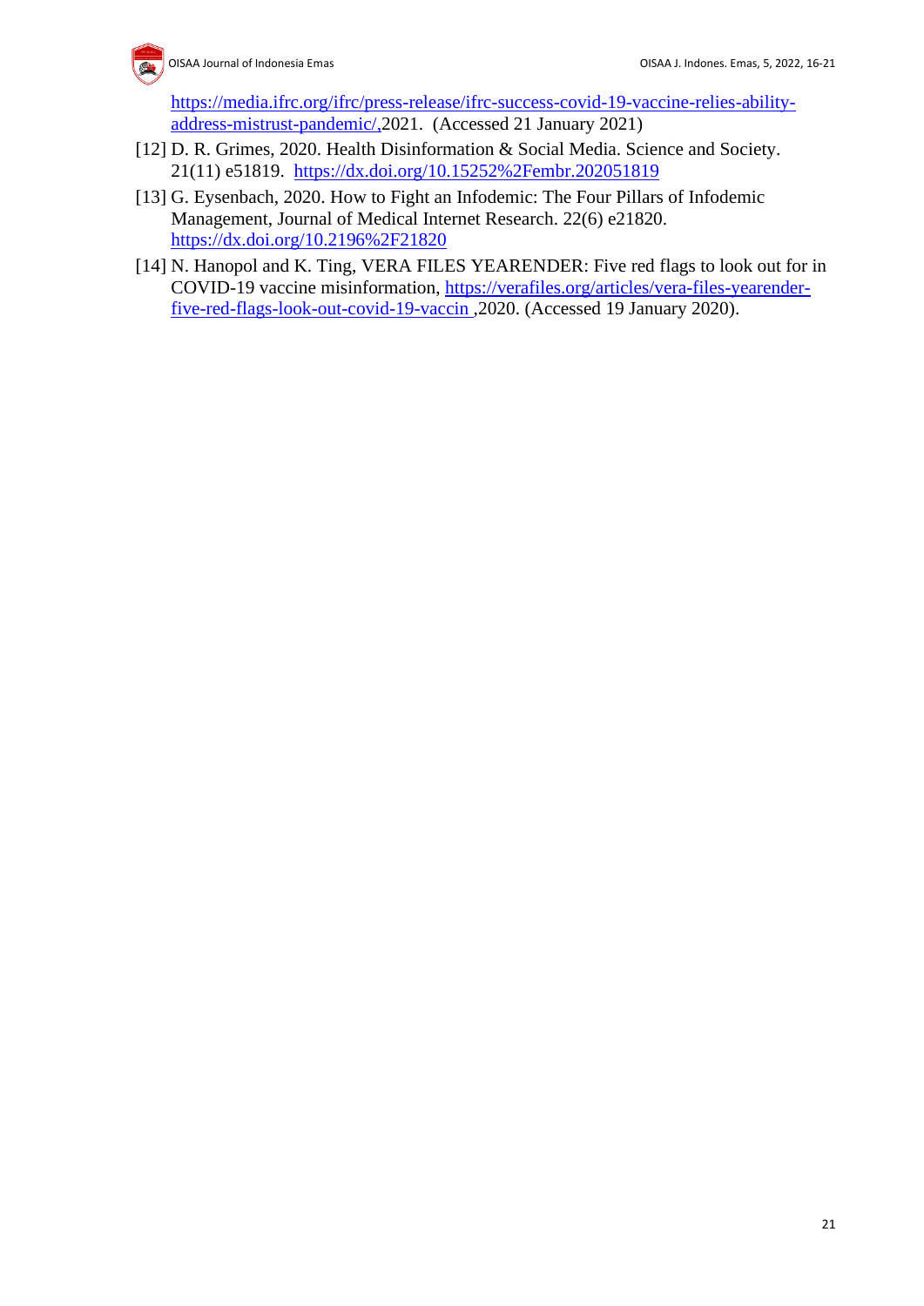https://media.ifrc.org/ifrc/press-release/ifrc-success-covid-19-vaccine-relies-ability-address-mistrust-pandemic/,2021. (Accessed 21 January 2021)

[12] D. R. Grimes, 2020. Health Disinformation & Social Media. Science and Society. 21(11) e51819. https://dx.doi.org/10.15252%2Fembr.202051819

[13] G. Eysenbach, 2020. How to Fight an Infodemic: The Four Pillars of Infodemic Management, Journal of Medical Internet Research. 22(6) e21820. https://dx.doi.org/10.2196%2F21820

[14] N. Hanopol and K. Ting, VERA FILES YEARENDER: Five red flags to look out for in COVID-19 vaccine misinformation, https://verafiles.org/articles/vera-files-yearender-five-red-flags-look-out-covid-19-vaccin ,2020. (Accessed 19 January 2020).